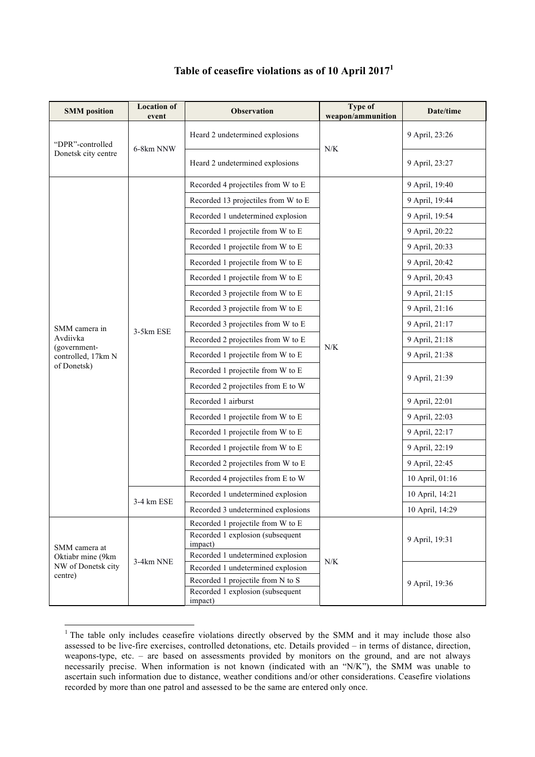# Table of ceasefire violations as of 10 April 2017[1]

| SMM position | Location of event | Observation | Type of weapon/ammunition | Date/time |
|---|---|---|---|---|
| "DPR"-controlled Donetsk city centre | 6-8km NNW | Heard 2 undetermined explosions | N/K | 9 April, 23:26 |
| | | Heard 2 undetermined explosions | | 9 April, 23:27 |
| SMM camera in Avdiivka (government-controlled, 17km N of Donetsk) | 3-5km ESE | Recorded 4 projectiles from W to E | N/K | 9 April, 19:40 |
| | | Recorded 13 projectiles from W to E | | 9 April, 19:44 |
| | | Recorded 1 undetermined explosion | | 9 April, 19:54 |
| | | Recorded 1 projectile from W to E | | 9 April, 20:22 |
| | | Recorded 1 projectile from W to E | | 9 April, 20:33 |
| | | Recorded 1 projectile from W to E | | 9 April, 20:42 |
| | | Recorded 1 projectile from W to E | | 9 April, 20:43 |
| | | Recorded 3 projectile from W to E | | 9 April, 21:15 |
| | | Recorded 3 projectile from W to E | | 9 April, 21:16 |
| | | Recorded 3 projectiles from W to E | | 9 April, 21:17 |
| | | Recorded 2 projectiles from W to E | | 9 April, 21:18 |
| | | Recorded 1 projectile from W to E | | 9 April, 21:38 |
| | | Recorded 1 projectile from W to E | | 9 April, 21:39 |
| | | Recorded 2 projectiles from E to W | | |
| | | Recorded 1 airburst | | 9 April, 22:01 |
| | | Recorded 1 projectile from W to E | | 9 April, 22:03 |
| | | Recorded 1 projectile from W to E | | 9 April, 22:17 |
| | | Recorded 1 projectile from W to E | | 9 April, 22:19 |
| | | Recorded 2 projectiles from W to E | | 9 April, 22:45 |
| | | Recorded 4 projectiles from E to W | | 10 April, 01:16 |
| | 3-4 km ESE | Recorded 1 undetermined explosion | | 10 April, 14:21 |
| | | Recorded 3 undetermined explosions | | 10 April, 14:29 |
| SMM camera at Oktiabr mine (9km NW of Donetsk city centre) | 3-4km NNE | Recorded 1 projectile from W to E | N/K | 9 April, 19:31 |
| | | Recorded 1 explosion (subsequent impact) | | |
| | | Recorded 1 undetermined explosion | | |
| | | Recorded 1 undetermined explosion | | 9 April, 19:36 |
| | | Recorded 1 projectile from N to S | | |
| | | Recorded 1 explosion (subsequent impact) | | |

[1] The table only includes ceasefire violations directly observed by the SMM and it may include those also assessed to be live-fire exercises, controlled detonations, etc. Details provided – in terms of distance, direction, weapons-type, etc. – are based on assessments provided by monitors on the ground, and are not always necessarily precise. When information is not known (indicated with an "N/K"), the SMM was unable to ascertain such information due to distance, weather conditions and/or other considerations. Ceasefire violations recorded by more than one patrol and assessed to be the same are entered only once.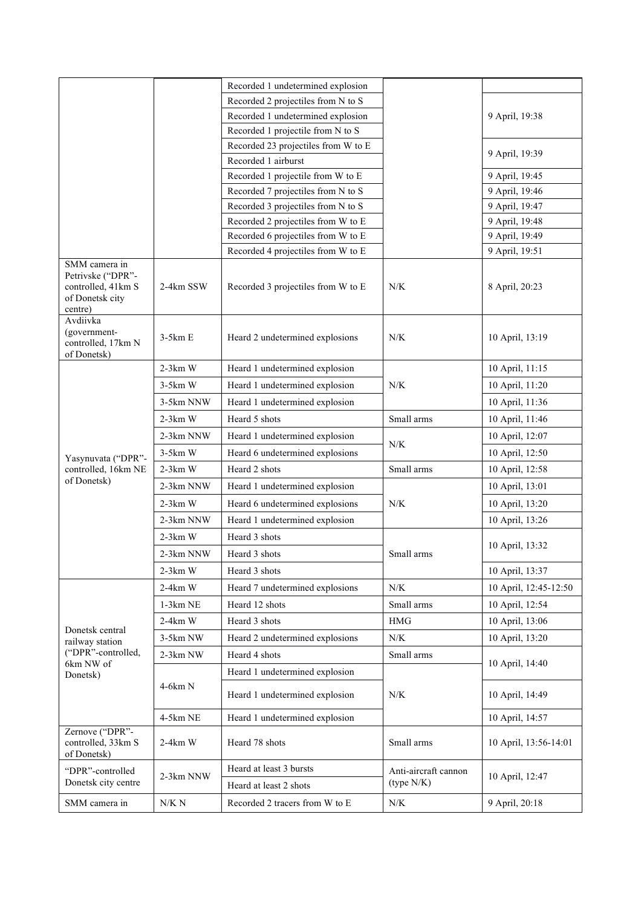| | | | | |
|---|---|---|---|---|
| | | Recorded 1 undetermined explosion | | |
| | | Recorded 2 projectiles from N to S | | 9 April, 19:38 |
| | | Recorded 1 undetermined explosion | | |
| | | Recorded 1 projectile from N to S | | |
| | | Recorded 23 projectiles from W to E | | 9 April, 19:39 |
| | | Recorded 1 airburst | | |
| | | Recorded 1 projectile from W to E | | 9 April, 19:45 |
| | | Recorded 7 projectiles from N to S | | 9 April, 19:46 |
| | | Recorded 3 projectiles from N to S | | 9 April, 19:47 |
| | | Recorded 2 projectiles from W to E | | 9 April, 19:48 |
| | | Recorded 6 projectiles from W to E | | 9 April, 19:49 |
| | | Recorded 4 projectiles from W to E | | 9 April, 19:51 |
| SMM camera in Petrivske ("DPR"-controlled, 41km S of Donetsk city centre) | 2-4km SSW | Recorded 3 projectiles from W to E | N/K | 8 April, 20:23 |
| Avdiivka (government-controlled, 17km N of Donetsk) | 3-5km E | Heard 2 undetermined explosions | N/K | 10 April, 13:19 |
| Yasynuvata ("DPR"-controlled, 16km NE of Donetsk) | 2-3km W | Heard 1 undetermined explosion | N/K | 10 April, 11:15 |
| | 3-5km W | Heard 1 undetermined explosion | | 10 April, 11:20 |
| | 3-5km NNW | Heard 1 undetermined explosion | | 10 April, 11:36 |
| | 2-3km W | Heard 5 shots | Small arms | 10 April, 11:46 |
| | 2-3km NNW | Heard 1 undetermined explosion | N/K | 10 April, 12:07 |
| | 3-5km W | Heard 6 undetermined explosions | | 10 April, 12:50 |
| | 2-3km W | Heard 2 shots | Small arms | 10 April, 12:58 |
| | 2-3km NNW | Heard 1 undetermined explosion | N/K | 10 April, 13:01 |
| | 2-3km W | Heard 6 undetermined explosions | | 10 April, 13:20 |
| | 2-3km NNW | Heard 1 undetermined explosion | | 10 April, 13:26 |
| | 2-3km W | Heard 3 shots | Small arms | 10 April, 13:32 |
| | 2-3km NNW | Heard 3 shots | | |
| | 2-3km W | Heard 3 shots | | 10 April, 13:37 |
| Donetsk central railway station ("DPR"-controlled, 6km NW of Donetsk) | 2-4km W | Heard 7 undetermined explosions | N/K | 10 April, 12:45-12:50 |
| | 1-3km NE | Heard 12 shots | Small arms | 10 April, 12:54 |
| | 2-4km W | Heard 3 shots | HMG | 10 April, 13:06 |
| | 3-5km NW | Heard 2 undetermined explosions | N/K | 10 April, 13:20 |
| | 2-3km NW | Heard 4 shots | Small arms | 10 April, 14:40 |
| | 4-6km N | Heard 1 undetermined explosion | N/K | |
| | | Heard 1 undetermined explosion | | 10 April, 14:49 |
| | 4-5km NE | Heard 1 undetermined explosion | | 10 April, 14:57 |
| Zernove ("DPR"-controlled, 33km S of Donetsk) | 2-4km W | Heard 78 shots | Small arms | 10 April, 13:56-14:01 |
| "DPR"-controlled Donetsk city centre | 2-3km NNW | Heard at least 3 bursts | Anti-aircraft cannon (type N/K) | 10 April, 12:47 |
| | | Heard at least 2 shots | | |
| SMM camera in | N/K N | Recorded 2 tracers from W to E | N/K | 9 April, 20:18 |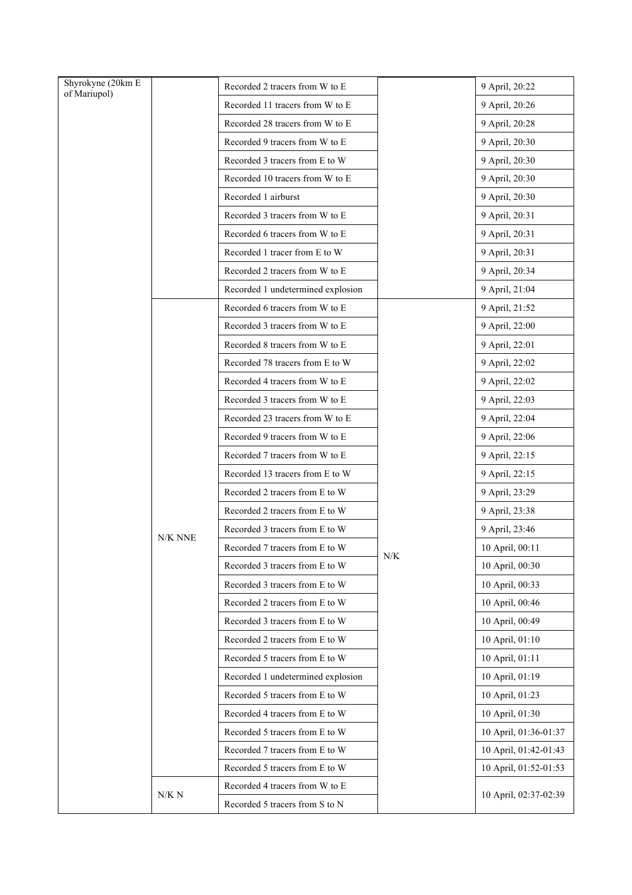| Shyrokyne (20km E of Mariupol) | | Recorded 2 tracers from W to E | | 9 April, 20:22 |
|---|---|---|---|---|
| | | Recorded 11 tracers from W to E | | 9 April, 20:26 |
| | | Recorded 28 tracers from W to E | | 9 April, 20:28 |
| | | Recorded 9 tracers from W to E | | 9 April, 20:30 |
| | | Recorded 3 tracers from E to W | | 9 April, 20:30 |
| | | Recorded 10 tracers from W to E | | 9 April, 20:30 |
| | | Recorded 1 airburst | | 9 April, 20:30 |
| | | Recorded 3 tracers from W to E | | 9 April, 20:31 |
| | | Recorded 6 tracers from W to E | | 9 April, 20:31 |
| | | Recorded 1 tracer from E to W | | 9 April, 20:31 |
| | | Recorded 2 tracers from W to E | | 9 April, 20:34 |
| | | Recorded 1 undetermined explosion | | 9 April, 21:04 |
| | N/K NNE | Recorded 6 tracers from W to E | N/K | 9 April, 21:52 |
| | | Recorded 3 tracers from W to E | | 9 April, 22:00 |
| | | Recorded 8 tracers from W to E | | 9 April, 22:01 |
| | | Recorded 78 tracers from E to W | | 9 April, 22:02 |
| | | Recorded 4 tracers from W to E | | 9 April, 22:02 |
| | | Recorded 3 tracers from W to E | | 9 April, 22:03 |
| | | Recorded 23 tracers from W to E | | 9 April, 22:04 |
| | | Recorded 9 tracers from W to E | | 9 April, 22:06 |
| | | Recorded 7 tracers from W to E | | 9 April, 22:15 |
| | | Recorded 13 tracers from E to W | | 9 April, 22:15 |
| | | Recorded 2 tracers from E to W | | 9 April, 23:29 |
| | | Recorded 2 tracers from E to W | | 9 April, 23:38 |
| | | Recorded 3 tracers from E to W | | 9 April, 23:46 |
| | | Recorded 7 tracers from E to W | | 10 April, 00:11 |
| | | Recorded 3 tracers from E to W | | 10 April, 00:30 |
| | | Recorded 3 tracers from E to W | | 10 April, 00:33 |
| | | Recorded 2 tracers from E to W | | 10 April, 00:46 |
| | | Recorded 3 tracers from E to W | | 10 April, 00:49 |
| | | Recorded 2 tracers from E to W | | 10 April, 01:10 |
| | | Recorded 5 tracers from E to W | | 10 April, 01:11 |
| | | Recorded 1 undetermined explosion | | 10 April, 01:19 |
| | | Recorded 5 tracers from E to W | | 10 April, 01:23 |
| | | Recorded 4 tracers from E to W | | 10 April, 01:30 |
| | | Recorded 5 tracers from E to W | | 10 April, 01:36-01:37 |
| | | Recorded 7 tracers from E to W | | 10 April, 01:42-01:43 |
| | | Recorded 5 tracers from E to W | | 10 April, 01:52-01:53 |
| | N/K N | Recorded 4 tracers from W to E | | 10 April, 02:37-02:39 |
| | | Recorded 5 tracers from S to N | | |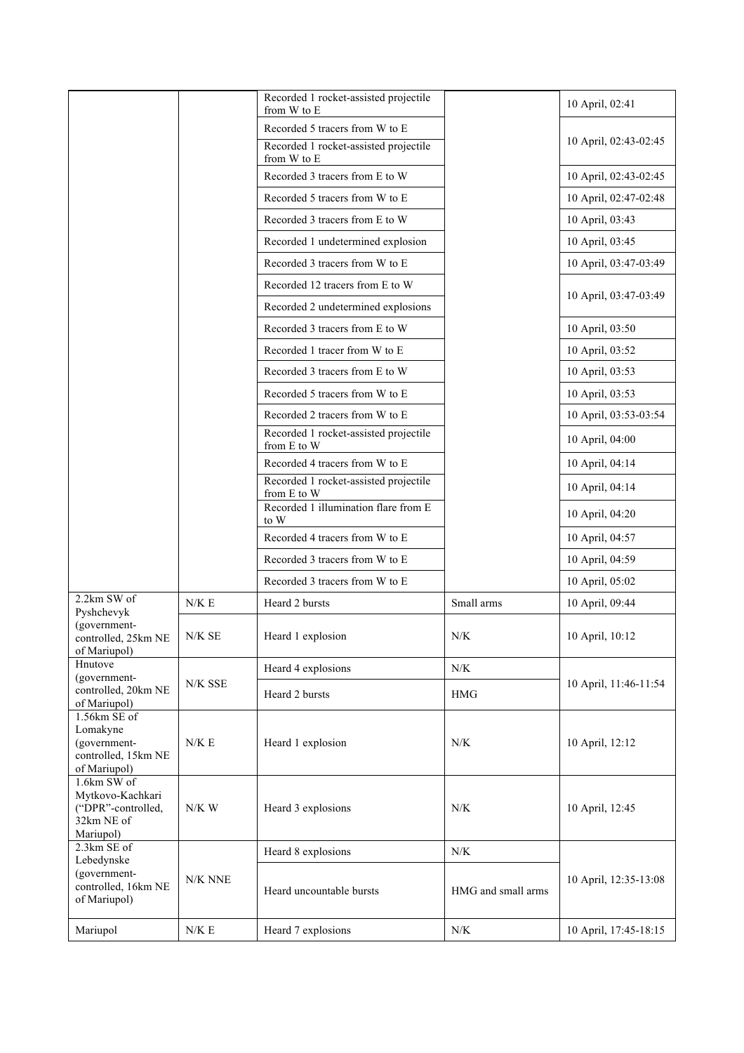| | | Recorded 1 rocket-assisted projectile from W to E | | 10 April, 02:41 |
|---|---|---|---|---|
| | | Recorded 5 tracers from W to E | | 10 April, 02:43-02:45 |
| | | Recorded 1 rocket-assisted projectile from W to E | | |
| | | Recorded 3 tracers from E to W | | 10 April, 02:43-02:45 |
| | | Recorded 5 tracers from W to E | | 10 April, 02:47-02:48 |
| | | Recorded 3 tracers from E to W | | 10 April, 03:43 |
| | | Recorded 1 undetermined explosion | | 10 April, 03:45 |
| | | Recorded 3 tracers from W to E | | 10 April, 03:47-03:49 |
| | | Recorded 12 tracers from E to W | | 10 April, 03:47-03:49 |
| | | Recorded 2 undetermined explosions | | |
| | | Recorded 3 tracers from E to W | | 10 April, 03:50 |
| | | Recorded 1 tracer from W to E | | 10 April, 03:52 |
| | | Recorded 3 tracers from E to W | | 10 April, 03:53 |
| | | Recorded 5 tracers from W to E | | 10 April, 03:53 |
| | | Recorded 2 tracers from W to E | | 10 April, 03:53-03:54 |
| | | Recorded 1 rocket-assisted projectile from E to W | | 10 April, 04:00 |
| | | Recorded 4 tracers from W to E | | 10 April, 04:14 |
| | | Recorded 1 rocket-assisted projectile from E to W | | 10 April, 04:14 |
| | | Recorded 1 illumination flare from E to W | | 10 April, 04:20 |
| | | Recorded 4 tracers from W to E | | 10 April, 04:57 |
| | | Recorded 3 tracers from W to E | | 10 April, 04:59 |
| | | Recorded 3 tracers from W to E | | 10 April, 05:02 |
| 2.2km SW of Pyshchevyk (government-controlled, 25km NE of Mariupol) | N/K E | Heard 2 bursts | Small arms | 10 April, 09:44 |
| | N/K SE | Heard 1 explosion | N/K | 10 April, 10:12 |
| Hnutove (government-controlled, 20km NE of Mariupol) | N/K SSE | Heard 4 explosions | N/K | 10 April, 11:46-11:54 |
| | | Heard 2 bursts | HMG | |
| 1.56km SE of Lomakyne (government-controlled, 15km NE of Mariupol) | N/K E | Heard 1 explosion | N/K | 10 April, 12:12 |
| 1.6km SW of Mytkovo-Kachkari ("DPR"-controlled, 32km NE of Mariupol) | N/K W | Heard 3 explosions | N/K | 10 April, 12:45 |
| 2.3km SE of Lebedynske (government-controlled, 16km NE of Mariupol) | N/K NNE | Heard 8 explosions | N/K | 10 April, 12:35-13:08 |
| | | Heard uncountable bursts | HMG and small arms | |
| Mariupol | N/K E | Heard 7 explosions | N/K | 10 April, 17:45-18:15 |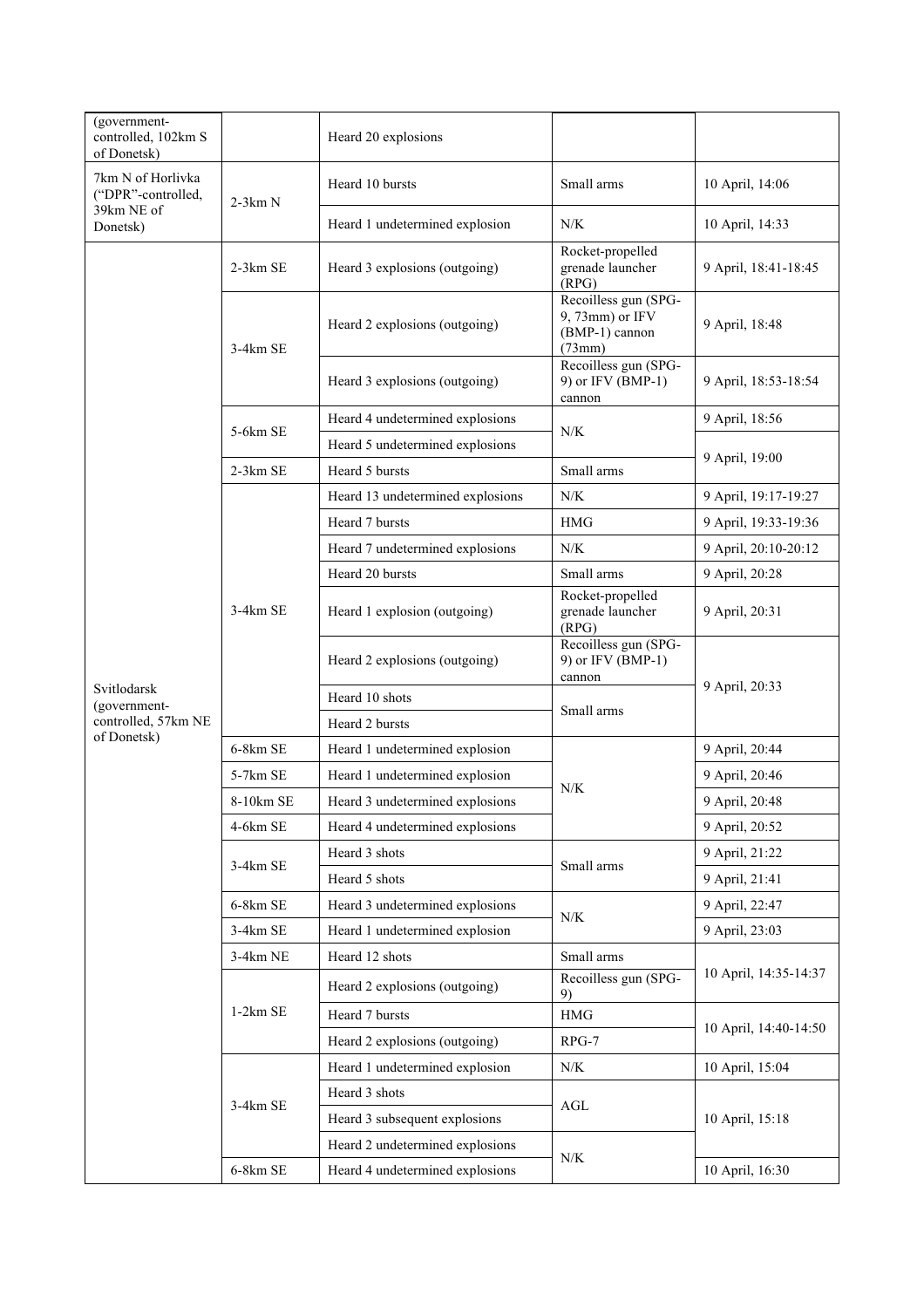| | | | | |
|---|---|---|---|---|
| (government-controlled, 102km S of Donetsk) | | Heard 20 explosions | | |
| 7km N of Horlivka ("DPR"-controlled, 39km NE of Donetsk) | 2-3km N | Heard 10 bursts | Small arms | 10 April, 14:06 |
| | | Heard 1 undetermined explosion | N/K | 10 April, 14:33 |
| Svitlodarsk (government-controlled, 57km NE of Donetsk) | 2-3km SE | Heard 3 explosions (outgoing) | Rocket-propelled grenade launcher (RPG) | 9 April, 18:41-18:45 |
| | 3-4km SE | Heard 2 explosions (outgoing) | Recoilless gun (SPG-9, 73mm) or IFV (BMP-1) cannon (73mm) | 9 April, 18:48 |
| | | Heard 3 explosions (outgoing) | Recoilless gun (SPG-9) or IFV (BMP-1) cannon | 9 April, 18:53-18:54 |
| | 5-6km SE | Heard 4 undetermined explosions | N/K | 9 April, 18:56 |
| | | Heard 5 undetermined explosions | | 9 April, 19:00 |
| | 2-3km SE | Heard 5 bursts | Small arms | |
| | 3-4km SE | Heard 13 undetermined explosions | N/K | 9 April, 19:17-19:27 |
| | | Heard 7 bursts | HMG | 9 April, 19:33-19:36 |
| | | Heard 7 undetermined explosions | N/K | 9 April, 20:10-20:12 |
| | | Heard 20 bursts | Small arms | 9 April, 20:28 |
| | | Heard 1 explosion (outgoing) | Rocket-propelled grenade launcher (RPG) | 9 April, 20:31 |
| | | Heard 2 explosions (outgoing) | Recoilless gun (SPG-9) or IFV (BMP-1) cannon | 9 April, 20:33 |
| | | Heard 10 shots | Small arms | |
| | | Heard 2 bursts | | |
| | 6-8km SE | Heard 1 undetermined explosion | N/K | 9 April, 20:44 |
| | 5-7km SE | Heard 1 undetermined explosion | | 9 April, 20:46 |
| | 8-10km SE | Heard 3 undetermined explosions | | 9 April, 20:48 |
| | 4-6km SE | Heard 4 undetermined explosions | | 9 April, 20:52 |
| | 3-4km SE | Heard 3 shots | Small arms | 9 April, 21:22 |
| | | Heard 5 shots | | 9 April, 21:41 |
| | 6-8km SE | Heard 3 undetermined explosions | N/K | 9 April, 22:47 |
| | 3-4km SE | Heard 1 undetermined explosion | | 9 April, 23:03 |
| | 3-4km NE | Heard 12 shots | Small arms | 10 April, 14:35-14:37 |
| | 1-2km SE | Heard 2 explosions (outgoing) | Recoilless gun (SPG-9) | |
| | | Heard 7 bursts | HMG | 10 April, 14:40-14:50 |
| | | Heard 2 explosions (outgoing) | RPG-7 | |
| | 3-4km SE | Heard 1 undetermined explosion | N/K | 10 April, 15:04 |
| | | Heard 3 shots | AGL | 10 April, 15:18 |
| | | Heard 3 subsequent explosions | | |
| | | Heard 2 undetermined explosions | N/K | |
| | 6-8km SE | Heard 4 undetermined explosions | | 10 April, 16:30 |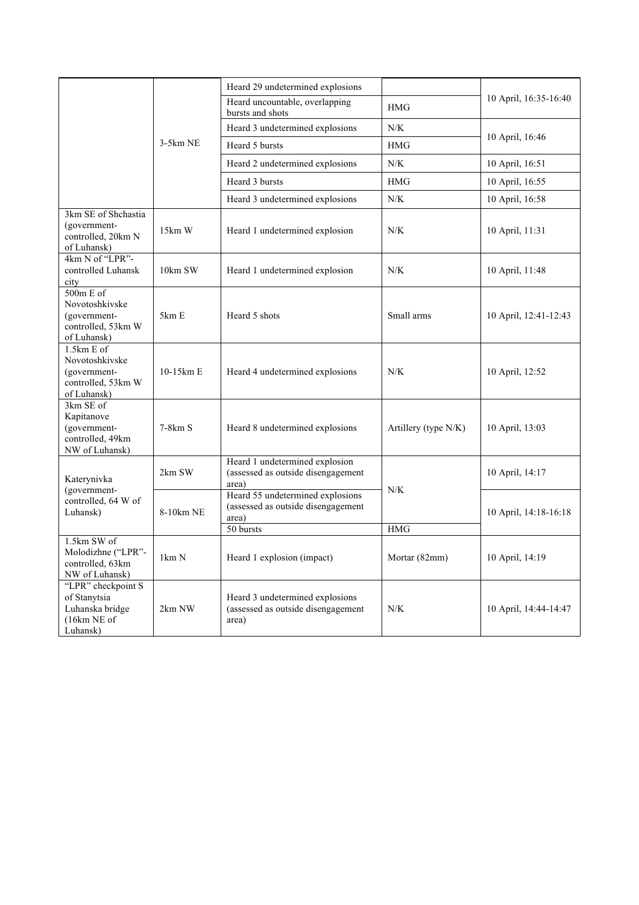| | | | | |
|---|---|---|---|---|
| | 3-5km NE | Heard 29 undetermined explosions | | 10 April, 16:35-16:40 |
| | | Heard uncountable, overlapping bursts and shots | HMG | |
| | | Heard 3 undetermined explosions | N/K | 10 April, 16:46 |
| | | Heard 5 bursts | HMG | |
| | | Heard 2 undetermined explosions | N/K | 10 April, 16:51 |
| | | Heard 3 bursts | HMG | 10 April, 16:55 |
| | | Heard 3 undetermined explosions | N/K | 10 April, 16:58 |
| 3km SE of Shchastia (government-controlled, 20km N of Luhansk) | 15km W | Heard 1 undetermined explosion | N/K | 10 April, 11:31 |
| 4km N of "LPR"-controlled Luhansk city | 10km SW | Heard 1 undetermined explosion | N/K | 10 April, 11:48 |
| 500m E of Novotoshkivske (government-controlled, 53km W of Luhansk) | 5km E | Heard 5 shots | Small arms | 10 April, 12:41-12:43 |
| 1.5km E of Novotoshkivske (government-controlled, 53km W of Luhansk) | 10-15km E | Heard 4 undetermined explosions | N/K | 10 April, 12:52 |
| 3km SE of Kapitanove (government-controlled, 49km NW of Luhansk) | 7-8km S | Heard 8 undetermined explosions | Artillery (type N/K) | 10 April, 13:03 |
| Katerynivka (government-controlled, 64 W of Luhansk) | 2km SW | Heard 1 undetermined explosion (assessed as outside disengagement area) | N/K | 10 April, 14:17 |
| | 8-10km NE | Heard 55 undetermined explosions (assessed as outside disengagement area) | N/K | 10 April, 14:18-16:18 |
| | | 50 bursts | HMG | |
| 1.5km SW of Molodizhne ("LPR"-controlled, 63km NW of Luhansk) | 1km N | Heard 1 explosion (impact) | Mortar (82mm) | 10 April, 14:19 |
| "LPR" checkpoint S of Stanytsia Luhanska bridge (16km NE of Luhansk) | 2km NW | Heard 3 undetermined explosions (assessed as outside disengagement area) | N/K | 10 April, 14:44-14:47 |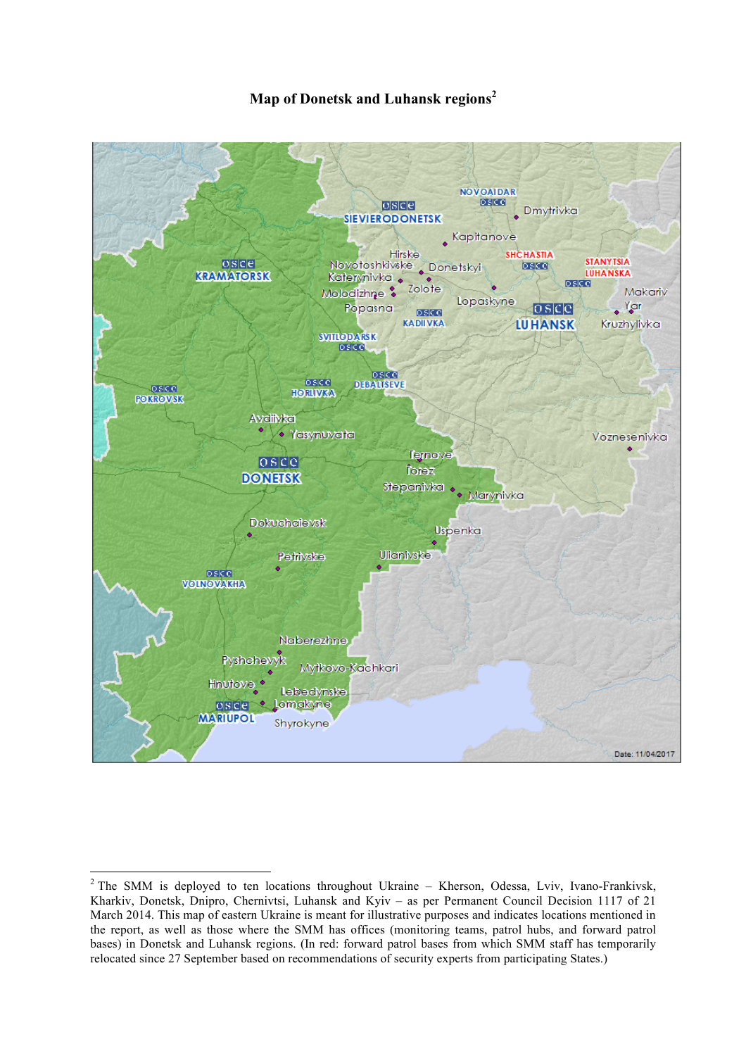**Map of Donetsk and Luhansk regions**[2]

OSCE
NOVOAIDAR
Dmytrivka
OSCE
SIEVIERODONETSK
Kapitanove
Hirske
SHCHASTIA
OSCE
STANYTSIA LUHANSKA
OSCE
OSCE
KRAMATORSK
Novotoshkivske
Donetskyi
Katerynivka
Zolote
Molodizhne
Makariv Yar
Lopaskyne
Popasna
OSCE
KADIIVKA
OSCE
LUHANSK
Kruzhylivka
SVITLODARSK
OSCE
OSCE
HORLIVKA
OSCE
DEBALTSEVE
OSCE
POKROVSK
Avdiivka
Yasynuvata
Voznesenivka
OSCE
DONETSK
Ternove
Torez
Stepanivka
Marynivka
Dokuchaievsk
Uspenka
Petrivske
Ulianivske
OSCE
VOLNOVAKHA
Naberezhne
Pyshchevyk
Mytkovo-Kachkari
Hnutove
Lebedynske
OSCE
MARIUPOL
Lomakyne
Shyrokyne
Date: 11/04/2017

[2] The SMM is deployed to ten locations throughout Ukraine – Kherson, Odessa, Lviv, Ivano-Frankivsk, Kharkiv, Donetsk, Dnipro, Chernivtsi, Luhansk and Kyiv – as per Permanent Council Decision 1117 of 21 March 2014. This map of eastern Ukraine is meant for illustrative purposes and indicates locations mentioned in the report, as well as those where the SMM has offices (monitoring teams, patrol hubs, and forward patrol bases) in Donetsk and Luhansk regions. (In red: forward patrol bases from which SMM staff has temporarily relocated since 27 September based on recommendations of security experts from participating States.)